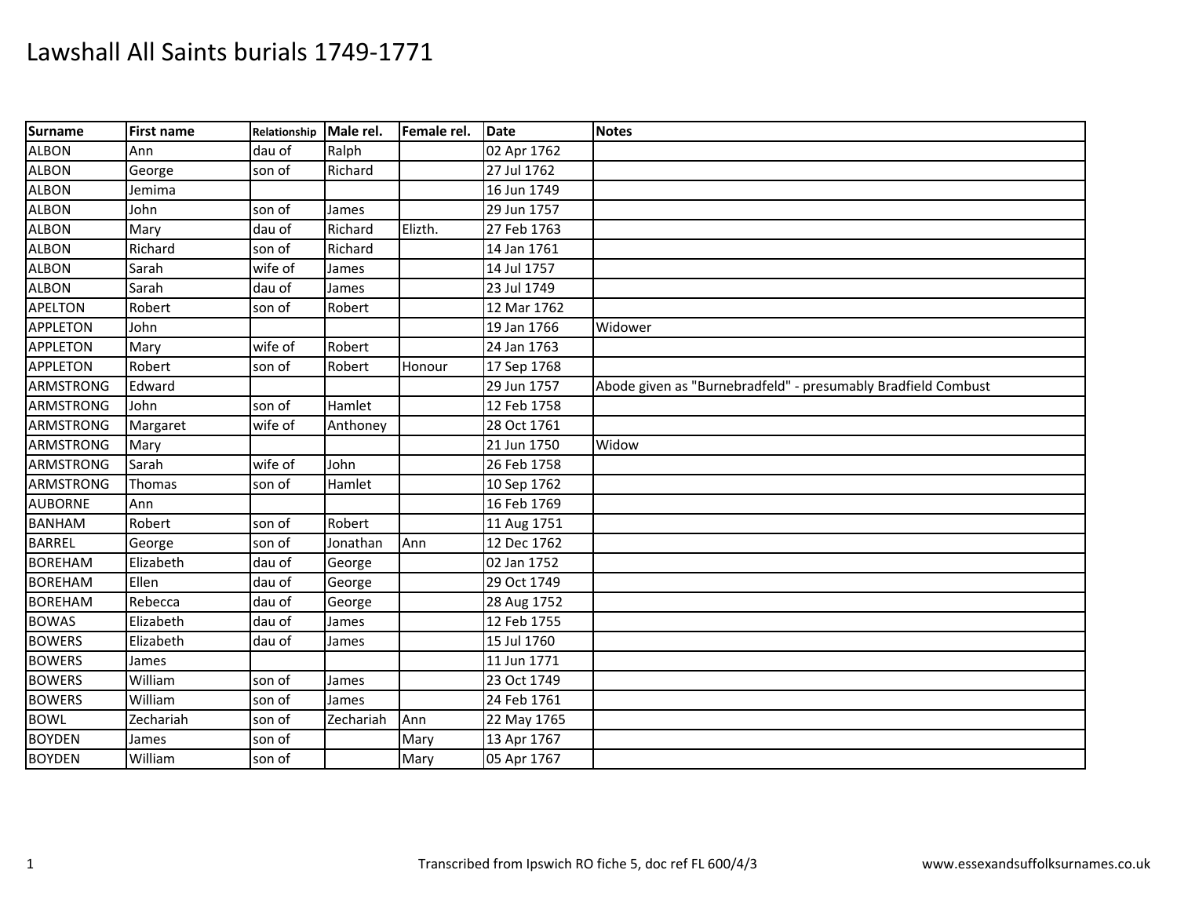# Lawshall All Saints burials 1749-1771

| Surname | First name | Relationship | Male rel. | Female rel. | Date | Notes |
|---|---|---|---|---|---|---|
| ALBON | Ann | dau of | Ralph | | 02 Apr 1762 | |
| ALBON | George | son of | Richard | | 27 Jul 1762 | |
| ALBON | Jemima | | | | 16 Jun 1749 | |
| ALBON | John | son of | James | | 29 Jun 1757 | |
| ALBON | Mary | dau of | Richard | Elizth. | 27 Feb 1763 | |
| ALBON | Richard | son of | Richard | | 14 Jan 1761 | |
| ALBON | Sarah | wife of | James | | 14 Jul 1757 | |
| ALBON | Sarah | dau of | James | | 23 Jul 1749 | |
| APELTON | Robert | son of | Robert | | 12 Mar 1762 | |
| APPLETON | John | | | | 19 Jan 1766 | Widower |
| APPLETON | Mary | wife of | Robert | | 24 Jan 1763 | |
| APPLETON | Robert | son of | Robert | Honour | 17 Sep 1768 | |
| ARMSTRONG | Edward | | | | 29 Jun 1757 | Abode given as "Burnebradfeld" - presumably Bradfield Combust |
| ARMSTRONG | John | son of | Hamlet | | 12 Feb 1758 | |
| ARMSTRONG | Margaret | wife of | Anthoney | | 28 Oct 1761 | |
| ARMSTRONG | Mary | | | | 21 Jun 1750 | Widow |
| ARMSTRONG | Sarah | wife of | John | | 26 Feb 1758 | |
| ARMSTRONG | Thomas | son of | Hamlet | | 10 Sep 1762 | |
| AUBORNE | Ann | | | | 16 Feb 1769 | |
| BANHAM | Robert | son of | Robert | | 11 Aug 1751 | |
| BARREL | George | son of | Jonathan | Ann | 12 Dec 1762 | |
| BOREHAM | Elizabeth | dau of | George | | 02 Jan 1752 | |
| BOREHAM | Ellen | dau of | George | | 29 Oct 1749 | |
| BOREHAM | Rebecca | dau of | George | | 28 Aug 1752 | |
| BOWAS | Elizabeth | dau of | James | | 12 Feb 1755 | |
| BOWERS | Elizabeth | dau of | James | | 15 Jul 1760 | |
| BOWERS | James | | | | 11 Jun 1771 | |
| BOWERS | William | son of | James | | 23 Oct 1749 | |
| BOWERS | William | son of | James | | 24 Feb 1761 | |
| BOWL | Zechariah | son of | Zechariah | Ann | 22 May 1765 | |
| BOYDEN | James | son of | | Mary | 13 Apr 1767 | |
| BOYDEN | William | son of | | Mary | 05 Apr 1767 | |

Transcribed from Ipswich RO fiche 5, doc ref FL 600/4/3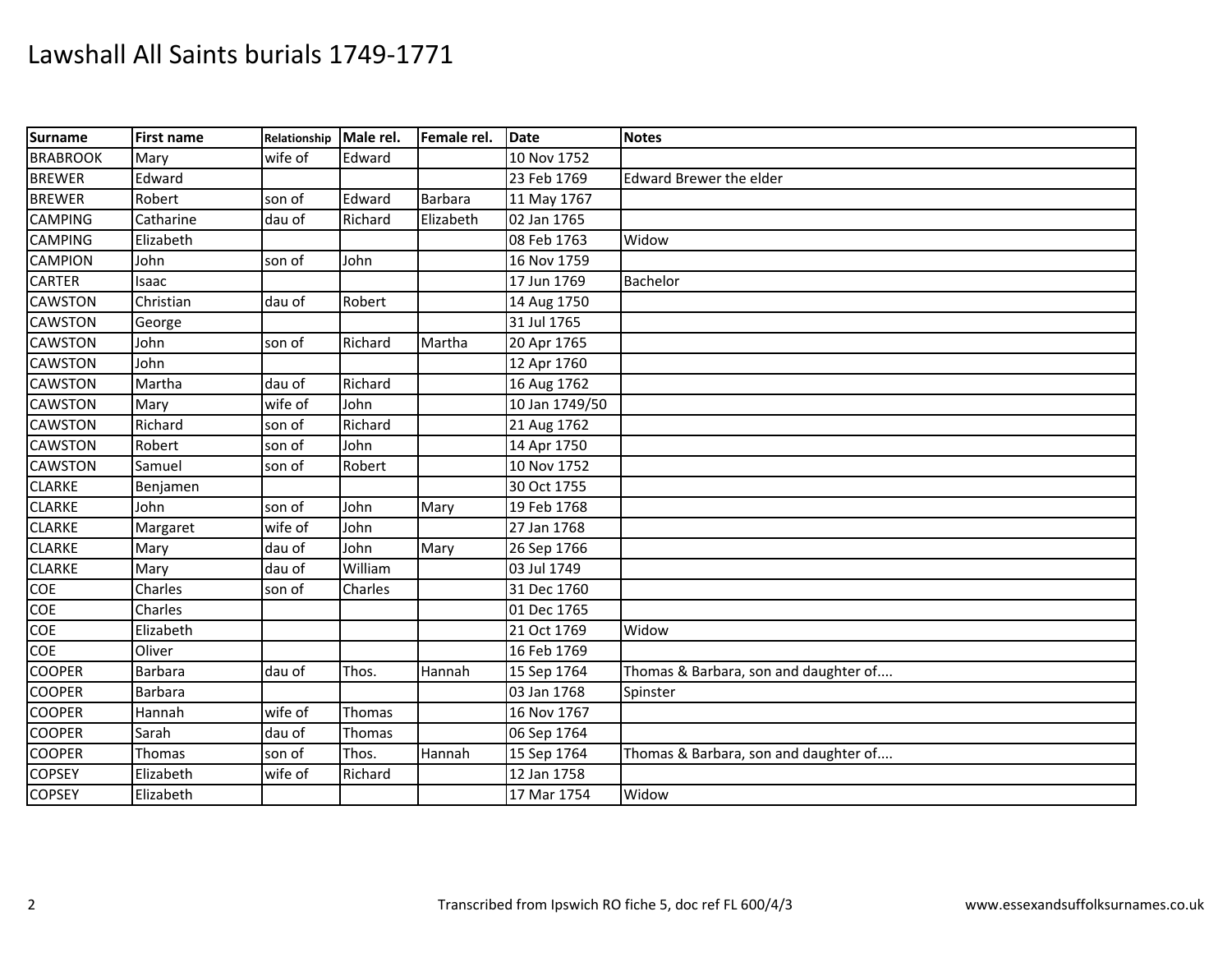# Lawshall All Saints burials 1749-1771

| Surname | First name | Relationship | Male rel. | Female rel. | Date | Notes |
|---|---|---|---|---|---|---|
| BRABROOK | Mary | wife of | Edward | | 10 Nov 1752 | |
| BREWER | Edward | | | | 23 Feb 1769 | Edward Brewer the elder |
| BREWER | Robert | son of | Edward | Barbara | 11 May 1767 | |
| CAMPING | Catharine | dau of | Richard | Elizabeth | 02 Jan 1765 | |
| CAMPING | Elizabeth | | | | 08 Feb 1763 | Widow |
| CAMPION | John | son of | John | | 16 Nov 1759 | |
| CARTER | Isaac | | | | 17 Jun 1769 | Bachelor |
| CAWSTON | Christian | dau of | Robert | | 14 Aug 1750 | |
| CAWSTON | George | | | | 31 Jul 1765 | |
| CAWSTON | John | son of | Richard | Martha | 20 Apr 1765 | |
| CAWSTON | John | | | | 12 Apr 1760 | |
| CAWSTON | Martha | dau of | Richard | | 16 Aug 1762 | |
| CAWSTON | Mary | wife of | John | | 10 Jan 1749/50 | |
| CAWSTON | Richard | son of | Richard | | 21 Aug 1762 | |
| CAWSTON | Robert | son of | John | | 14 Apr 1750 | |
| CAWSTON | Samuel | son of | Robert | | 10 Nov 1752 | |
| CLARKE | Benjamen | | | | 30 Oct 1755 | |
| CLARKE | John | son of | John | Mary | 19 Feb 1768 | |
| CLARKE | Margaret | wife of | John | | 27 Jan 1768 | |
| CLARKE | Mary | dau of | John | Mary | 26 Sep 1766 | |
| CLARKE | Mary | dau of | William | | 03 Jul 1749 | |
| COE | Charles | son of | Charles | | 31 Dec 1760 | |
| COE | Charles | | | | 01 Dec 1765 | |
| COE | Elizabeth | | | | 21 Oct 1769 | Widow |
| COE | Oliver | | | | 16 Feb 1769 | |
| COOPER | Barbara | dau of | Thos. | Hannah | 15 Sep 1764 | Thomas & Barbara, son and daughter of.... |
| COOPER | Barbara | | | | 03 Jan 1768 | Spinster |
| COOPER | Hannah | wife of | Thomas | | 16 Nov 1767 | |
| COOPER | Sarah | dau of | Thomas | | 06 Sep 1764 | |
| COOPER | Thomas | son of | Thos. | Hannah | 15 Sep 1764 | Thomas & Barbara, son and daughter of.... |
| COPSEY | Elizabeth | wife of | Richard | | 12 Jan 1758 | |
| COPSEY | Elizabeth | | | | 17 Mar 1754 | Widow |

Transcribed from Ipswich RO fiche 5, doc ref FL 600/4/3 www.essexandsuffolksurnames.co.uk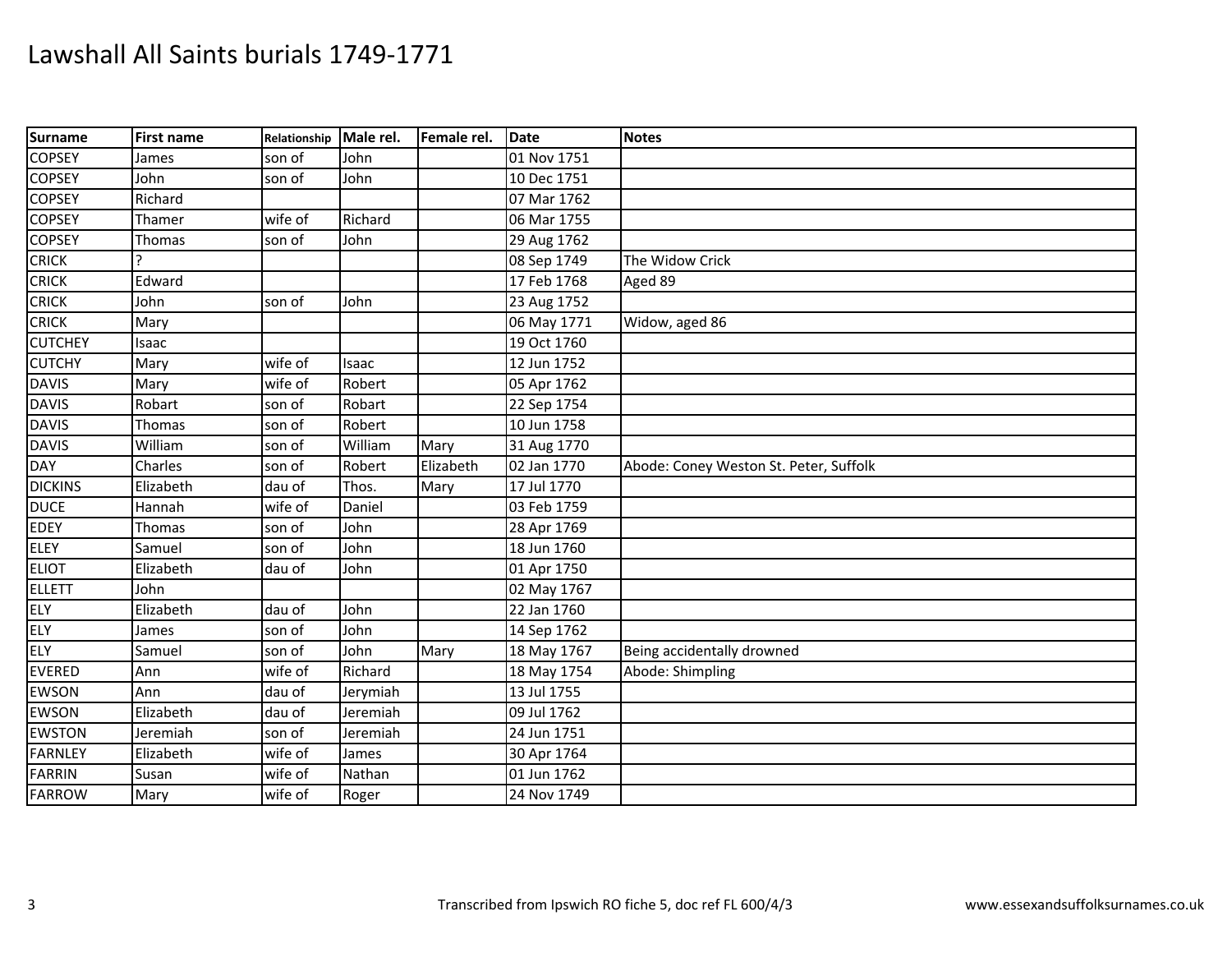# Lawshall All Saints burials 1749-1771

| Surname | First name | Relationship | Male rel. | Female rel. | Date | Notes |
|---|---|---|---|---|---|---|
| COPSEY | James | son of | John | | 01 Nov 1751 | |
| COPSEY | John | son of | John | | 10 Dec 1751 | |
| COPSEY | Richard | | | | 07 Mar 1762 | |
| COPSEY | Thamer | wife of | Richard | | 06 Mar 1755 | |
| COPSEY | Thomas | son of | John | | 29 Aug 1762 | |
| CRICK | ? | | | | 08 Sep 1749 | The Widow Crick |
| CRICK | Edward | | | | 17 Feb 1768 | Aged 89 |
| CRICK | John | son of | John | | 23 Aug 1752 | |
| CRICK | Mary | | | | 06 May 1771 | Widow, aged 86 |
| CUTCHEY | Isaac | | | | 19 Oct 1760 | |
| CUTCHY | Mary | wife of | Isaac | | 12 Jun 1752 | |
| DAVIS | Mary | wife of | Robert | | 05 Apr 1762 | |
| DAVIS | Robart | son of | Robart | | 22 Sep 1754 | |
| DAVIS | Thomas | son of | Robert | | 10 Jun 1758 | |
| DAVIS | William | son of | William | Mary | 31 Aug 1770 | |
| DAY | Charles | son of | Robert | Elizabeth | 02 Jan 1770 | Abode: Coney Weston St. Peter, Suffolk |
| DICKINS | Elizabeth | dau of | Thos. | Mary | 17 Jul 1770 | |
| DUCE | Hannah | wife of | Daniel | | 03 Feb 1759 | |
| EDEY | Thomas | son of | John | | 28 Apr 1769 | |
| ELEY | Samuel | son of | John | | 18 Jun 1760 | |
| ELIOT | Elizabeth | dau of | John | | 01 Apr 1750 | |
| ELLETT | John | | | | 02 May 1767 | |
| ELY | Elizabeth | dau of | John | | 22 Jan 1760 | |
| ELY | James | son of | John | | 14 Sep 1762 | |
| ELY | Samuel | son of | John | Mary | 18 May 1767 | Being accidentally drowned |
| EVERED | Ann | wife of | Richard | | 18 May 1754 | Abode: Shimpling |
| EWSON | Ann | dau of | Jerymiah | | 13 Jul 1755 | |
| EWSON | Elizabeth | dau of | Jeremiah | | 09 Jul 1762 | |
| EWSTON | Jeremiah | son of | Jeremiah | | 24 Jun 1751 | |
| FARNLEY | Elizabeth | wife of | James | | 30 Apr 1764 | |
| FARRIN | Susan | wife of | Nathan | | 01 Jun 1762 | |
| FARROW | Mary | wife of | Roger | | 24 Nov 1749 | |

Transcribed from Ipswich RO fiche 5, doc ref FL 600/4/3 www.essexandsuffolksurnames.co.uk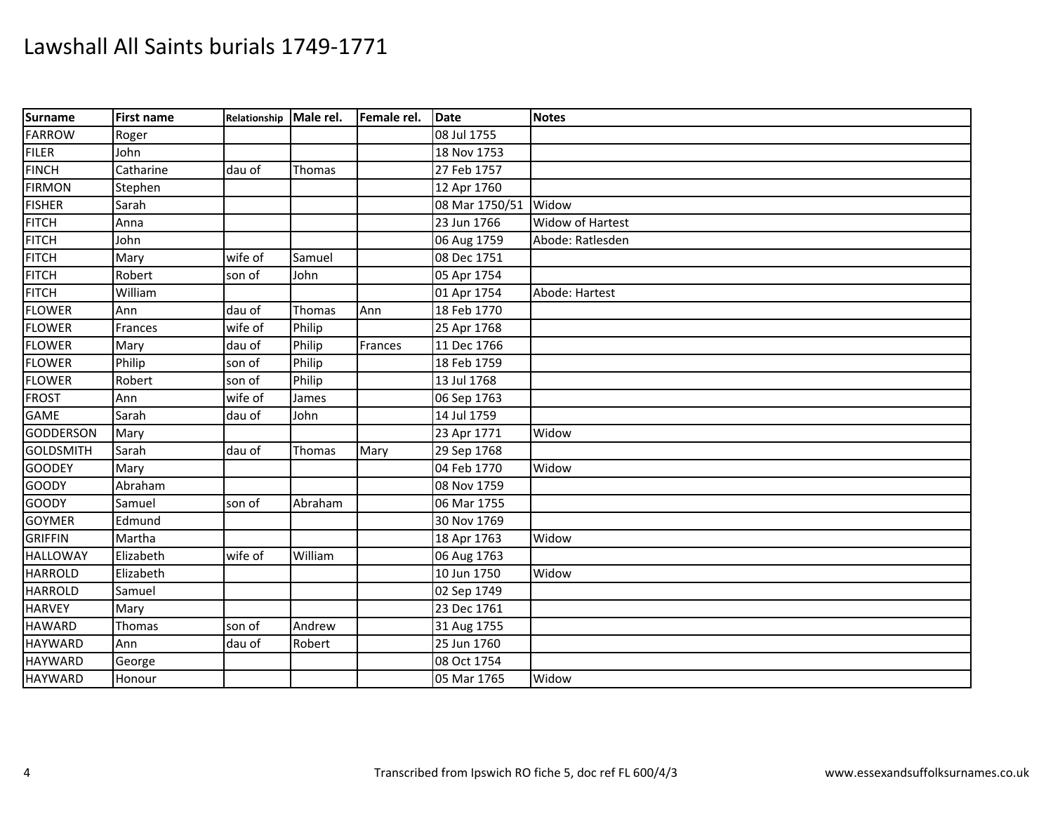# Lawshall All Saints burials 1749-1771

| Surname | First name | Relationship | Male rel. | Female rel. | Date | Notes |
|---|---|---|---|---|---|---|
| FARROW | Roger | | | | 08 Jul 1755 | |
| FILER | John | | | | 18 Nov 1753 | |
| FINCH | Catharine | dau of | Thomas | | 27 Feb 1757 | |
| FIRMON | Stephen | | | | 12 Apr 1760 | |
| FISHER | Sarah | | | | 08 Mar 1750/51 | Widow |
| FITCH | Anna | | | | 23 Jun 1766 | Widow of Hartest |
| FITCH | John | | | | 06 Aug 1759 | Abode: Ratlesden |
| FITCH | Mary | wife of | Samuel | | 08 Dec 1751 | |
| FITCH | Robert | son of | John | | 05 Apr 1754 | |
| FITCH | William | | | | 01 Apr 1754 | Abode: Hartest |
| FLOWER | Ann | dau of | Thomas | Ann | 18 Feb 1770 | |
| FLOWER | Frances | wife of | Philip | | 25 Apr 1768 | |
| FLOWER | Mary | dau of | Philip | Frances | 11 Dec 1766 | |
| FLOWER | Philip | son of | Philip | | 18 Feb 1759 | |
| FLOWER | Robert | son of | Philip | | 13 Jul 1768 | |
| FROST | Ann | wife of | James | | 06 Sep 1763 | |
| GAME | Sarah | dau of | John | | 14 Jul 1759 | |
| GODDERSON | Mary | | | | 23 Apr 1771 | Widow |
| GOLDSMITH | Sarah | dau of | Thomas | Mary | 29 Sep 1768 | |
| GOODEY | Mary | | | | 04 Feb 1770 | Widow |
| GOODY | Abraham | | | | 08 Nov 1759 | |
| GOODY | Samuel | son of | Abraham | | 06 Mar 1755 | |
| GOYMER | Edmund | | | | 30 Nov 1769 | |
| GRIFFIN | Martha | | | | 18 Apr 1763 | Widow |
| HALLOWAY | Elizabeth | wife of | William | | 06 Aug 1763 | |
| HARROLD | Elizabeth | | | | 10 Jun 1750 | Widow |
| HARROLD | Samuel | | | | 02 Sep 1749 | |
| HARVEY | Mary | | | | 23 Dec 1761 | |
| HAWARD | Thomas | son of | Andrew | | 31 Aug 1755 | |
| HAYWARD | Ann | dau of | Robert | | 25 Jun 1760 | |
| HAYWARD | George | | | | 08 Oct 1754 | |
| HAYWARD | Honour | | | | 05 Mar 1765 | Widow |

Transcribed from Ipswich RO fiche 5, doc ref FL 600/4/3 www.essexandsuffolksurnames.co.uk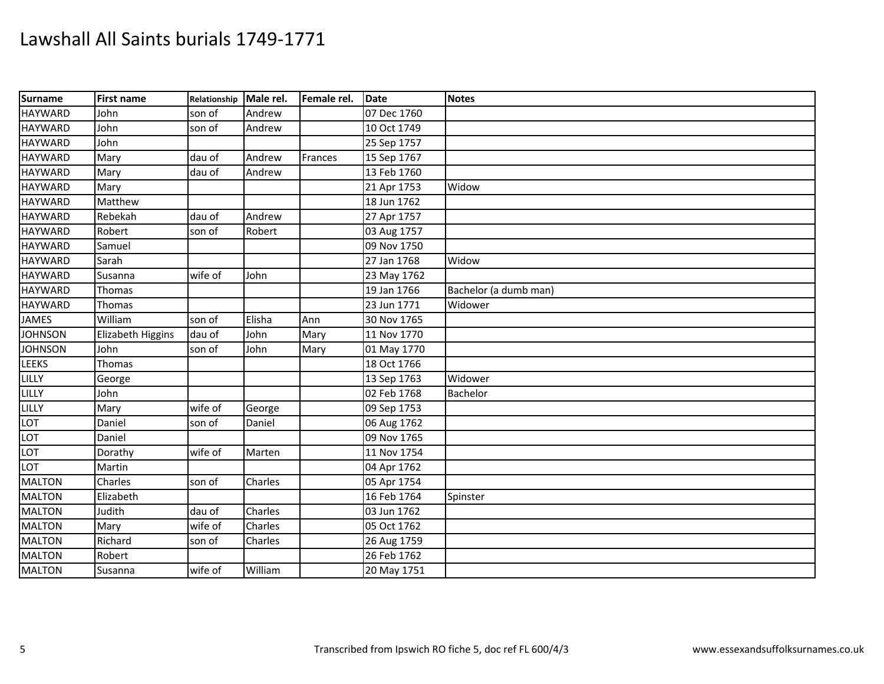# Lawshall All Saints burials 1749-1771

| Surname | First name | Relationship | Male rel. | Female rel. | Date | Notes |
|---|---|---|---|---|---|---|
| HAYWARD | John | son of | Andrew | | 07 Dec 1760 | |
| HAYWARD | John | son of | Andrew | | 10 Oct 1749 | |
| HAYWARD | John | | | | 25 Sep 1757 | |
| HAYWARD | Mary | dau of | Andrew | Frances | 15 Sep 1767 | |
| HAYWARD | Mary | dau of | Andrew | | 13 Feb 1760 | |
| HAYWARD | Mary | | | | 21 Apr 1753 | Widow |
| HAYWARD | Matthew | | | | 18 Jun 1762 | |
| HAYWARD | Rebekah | dau of | Andrew | | 27 Apr 1757 | |
| HAYWARD | Robert | son of | Robert | | 03 Aug 1757 | |
| HAYWARD | Samuel | | | | 09 Nov 1750 | |
| HAYWARD | Sarah | | | | 27 Jan 1768 | Widow |
| HAYWARD | Susanna | wife of | John | | 23 May 1762 | |
| HAYWARD | Thomas | | | | 19 Jan 1766 | Bachelor (a dumb man) |
| HAYWARD | Thomas | | | | 23 Jun 1771 | Widower |
| JAMES | William | son of | Elisha | Ann | 30 Nov 1765 | |
| JOHNSON | Elizabeth Higgins | dau of | John | Mary | 11 Nov 1770 | |
| JOHNSON | John | son of | John | Mary | 01 May 1770 | |
| LEEKS | Thomas | | | | 18 Oct 1766 | |
| LILLY | George | | | | 13 Sep 1763 | Widower |
| LILLY | John | | | | 02 Feb 1768 | Bachelor |
| LILLY | Mary | wife of | George | | 09 Sep 1753 | |
| LOT | Daniel | son of | Daniel | | 06 Aug 1762 | |
| LOT | Daniel | | | | 09 Nov 1765 | |
| LOT | Dorathy | wife of | Marten | | 11 Nov 1754 | |
| LOT | Martin | | | | 04 Apr 1762 | |
| MALTON | Charles | son of | Charles | | 05 Apr 1754 | |
| MALTON | Elizabeth | | | | 16 Feb 1764 | Spinster |
| MALTON | Judith | dau of | Charles | | 03 Jun 1762 | |
| MALTON | Mary | wife of | Charles | | 05 Oct 1762 | |
| MALTON | Richard | son of | Charles | | 26 Aug 1759 | |
| MALTON | Robert | | | | 26 Feb 1762 | |
| MALTON | Susanna | wife of | William | | 20 May 1751 | |

Transcribed from Ipswich RO fiche 5, doc ref FL 600/4/3

www.essexandsuffolksurnames.co.uk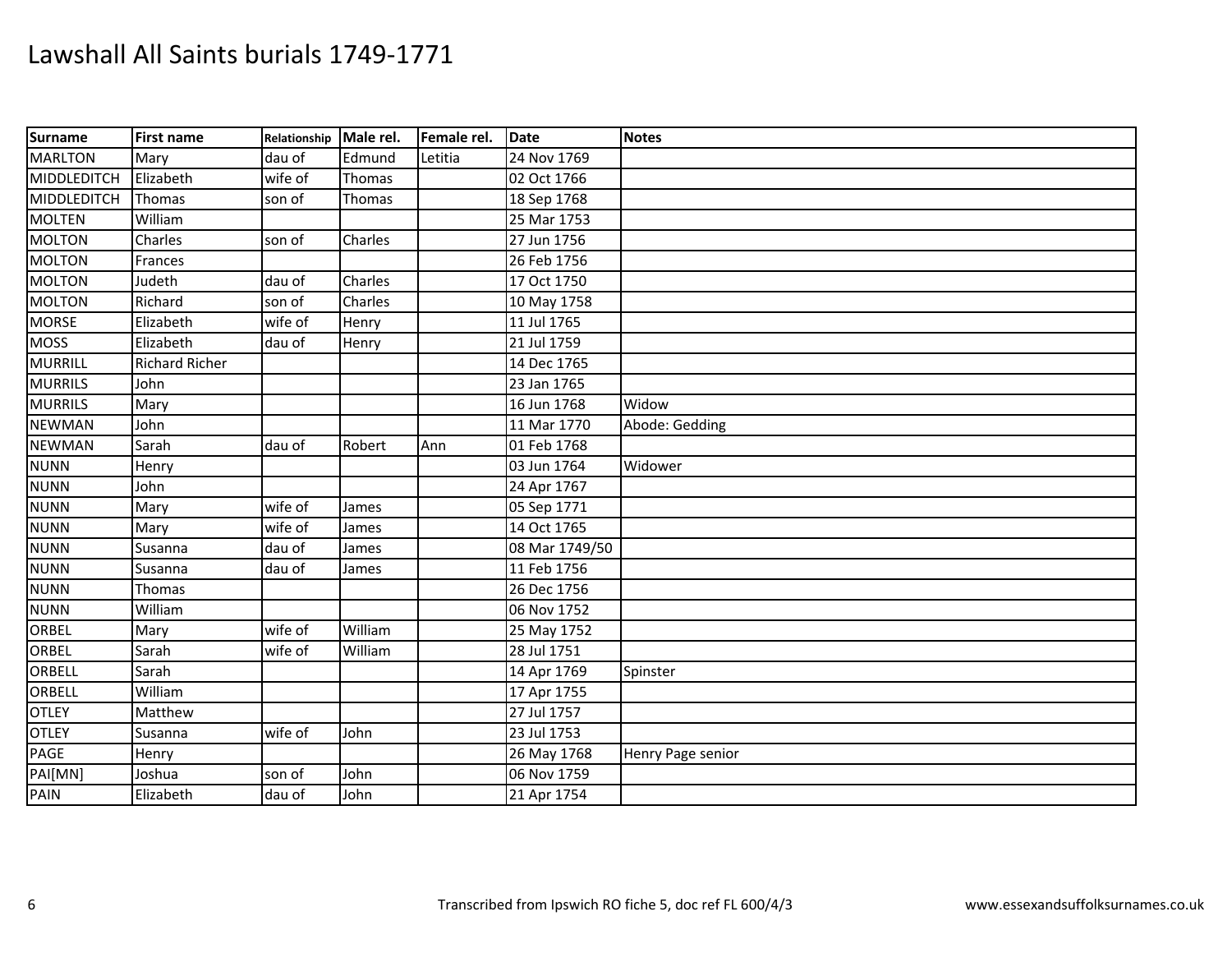# Lawshall All Saints burials 1749-1771

| Surname | First name | Relationship | Male rel. | Female rel. | Date | Notes |
|---|---|---|---|---|---|---|
| MARLTON | Mary | dau of | Edmund | Letitia | 24 Nov 1769 | |
| MIDDLEDITCH | Elizabeth | wife of | Thomas | | 02 Oct 1766 | |
| MIDDLEDITCH | Thomas | son of | Thomas | | 18 Sep 1768 | |
| MOLTEN | William | | | | 25 Mar 1753 | |
| MOLTON | Charles | son of | Charles | | 27 Jun 1756 | |
| MOLTON | Frances | | | | 26 Feb 1756 | |
| MOLTON | Judeth | dau of | Charles | | 17 Oct 1750 | |
| MOLTON | Richard | son of | Charles | | 10 May 1758 | |
| MORSE | Elizabeth | wife of | Henry | | 11 Jul 1765 | |
| MOSS | Elizabeth | dau of | Henry | | 21 Jul 1759 | |
| MURRILL | Richard Richer | | | | 14 Dec 1765 | |
| MURRILS | John | | | | 23 Jan 1765 | |
| MURRILS | Mary | | | | 16 Jun 1768 | Widow |
| NEWMAN | John | | | | 11 Mar 1770 | Abode: Gedding |
| NEWMAN | Sarah | dau of | Robert | Ann | 01 Feb 1768 | |
| NUNN | Henry | | | | 03 Jun 1764 | Widower |
| NUNN | John | | | | 24 Apr 1767 | |
| NUNN | Mary | wife of | James | | 05 Sep 1771 | |
| NUNN | Mary | wife of | James | | 14 Oct 1765 | |
| NUNN | Susanna | dau of | James | | 08 Mar 1749/50 | |
| NUNN | Susanna | dau of | James | | 11 Feb 1756 | |
| NUNN | Thomas | | | | 26 Dec 1756 | |
| NUNN | William | | | | 06 Nov 1752 | |
| ORBEL | Mary | wife of | William | | 25 May 1752 | |
| ORBEL | Sarah | wife of | William | | 28 Jul 1751 | |
| ORBELL | Sarah | | | | 14 Apr 1769 | Spinster |
| ORBELL | William | | | | 17 Apr 1755 | |
| OTLEY | Matthew | | | | 27 Jul 1757 | |
| OTLEY | Susanna | wife of | John | | 23 Jul 1753 | |
| PAGE | Henry | | | | 26 May 1768 | Henry Page senior |
| PAI[MN] | Joshua | son of | John | | 06 Nov 1759 | |
| PAIN | Elizabeth | dau of | John | | 21 Apr 1754 | |

Transcribed from Ipswich RO fiche 5, doc ref FL 600/4/3

www.essexandsuffolksurnames.co.uk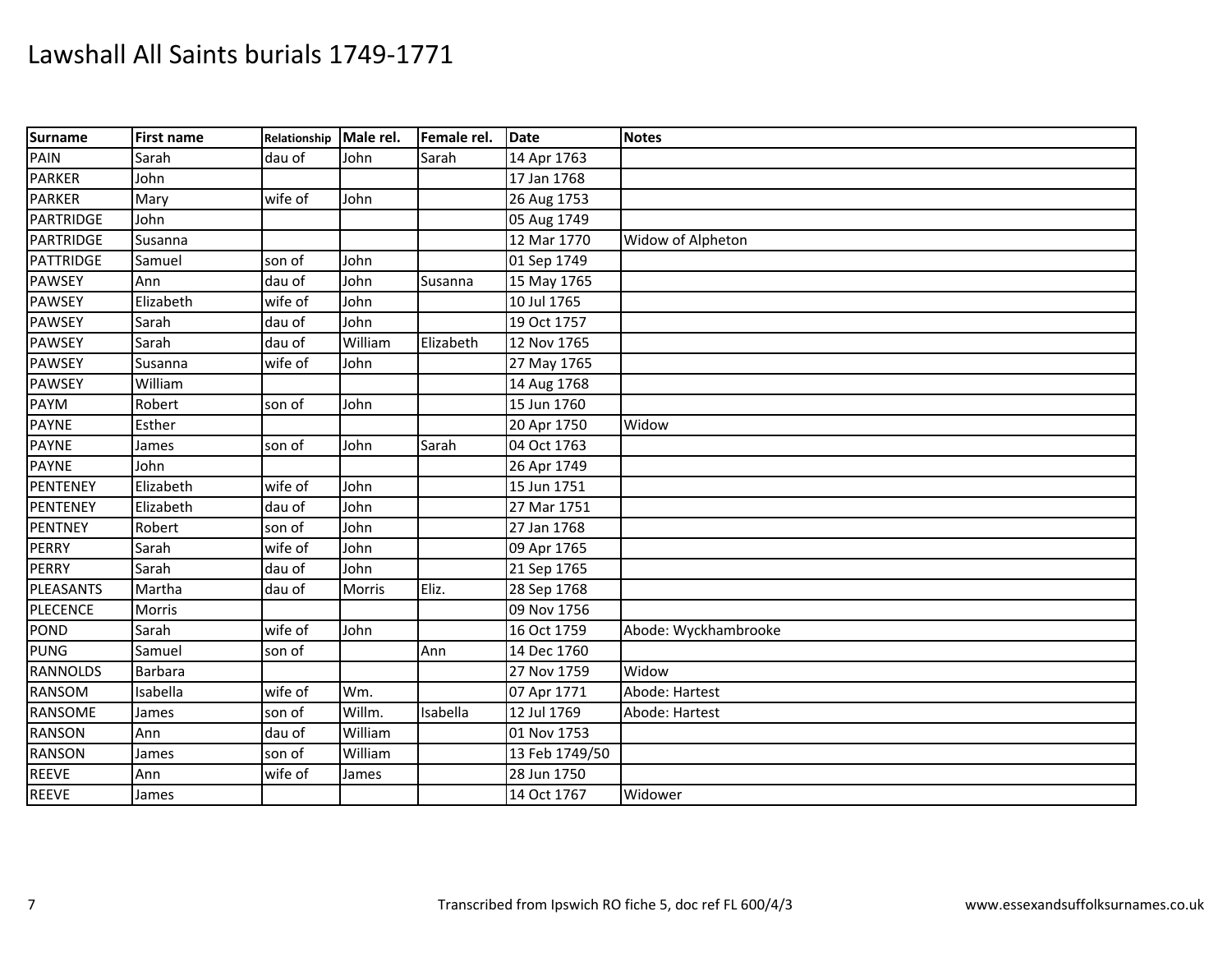# Lawshall All Saints burials 1749-1771

| Surname | First name | Relationship | Male rel. | Female rel. | Date | Notes |
|---|---|---|---|---|---|---|
| PAIN | Sarah | dau of | John | Sarah | 14 Apr 1763 | |
| PARKER | John | | | | 17 Jan 1768 | |
| PARKER | Mary | wife of | John | | 26 Aug 1753 | |
| PARTRIDGE | John | | | | 05 Aug 1749 | |
| PARTRIDGE | Susanna | | | | 12 Mar 1770 | Widow of Alpheton |
| PATTRIDGE | Samuel | son of | John | | 01 Sep 1749 | |
| PAWSEY | Ann | dau of | John | Susanna | 15 May 1765 | |
| PAWSEY | Elizabeth | wife of | John | | 10 Jul 1765 | |
| PAWSEY | Sarah | dau of | John | | 19 Oct 1757 | |
| PAWSEY | Sarah | dau of | William | Elizabeth | 12 Nov 1765 | |
| PAWSEY | Susanna | wife of | John | | 27 May 1765 | |
| PAWSEY | William | | | | 14 Aug 1768 | |
| PAYM | Robert | son of | John | | 15 Jun 1760 | |
| PAYNE | Esther | | | | 20 Apr 1750 | Widow |
| PAYNE | James | son of | John | Sarah | 04 Oct 1763 | |
| PAYNE | John | | | | 26 Apr 1749 | |
| PENTENEY | Elizabeth | wife of | John | | 15 Jun 1751 | |
| PENTENEY | Elizabeth | dau of | John | | 27 Mar 1751 | |
| PENTNEY | Robert | son of | John | | 27 Jan 1768 | |
| PERRY | Sarah | wife of | John | | 09 Apr 1765 | |
| PERRY | Sarah | dau of | John | | 21 Sep 1765 | |
| PLEASANTS | Martha | dau of | Morris | Eliz. | 28 Sep 1768 | |
| PLECENCE | Morris | | | | 09 Nov 1756 | |
| POND | Sarah | wife of | John | | 16 Oct 1759 | Abode: Wyckhambrooke |
| PUNG | Samuel | son of | | Ann | 14 Dec 1760 | |
| RANNOLDS | Barbara | | | | 27 Nov 1759 | Widow |
| RANSOM | Isabella | wife of | Wm. | | 07 Apr 1771 | Abode: Hartest |
| RANSOME | James | son of | Willm. | Isabella | 12 Jul 1769 | Abode: Hartest |
| RANSON | Ann | dau of | William | | 01 Nov 1753 | |
| RANSON | James | son of | William | | 13 Feb 1749/50 | |
| REEVE | Ann | wife of | James | | 28 Jun 1750 | |
| REEVE | James | | | | 14 Oct 1767 | Widower |

Transcribed from Ipswich RO fiche 5, doc ref FL 600/4/3

www.essexandsuffolksurnames.co.uk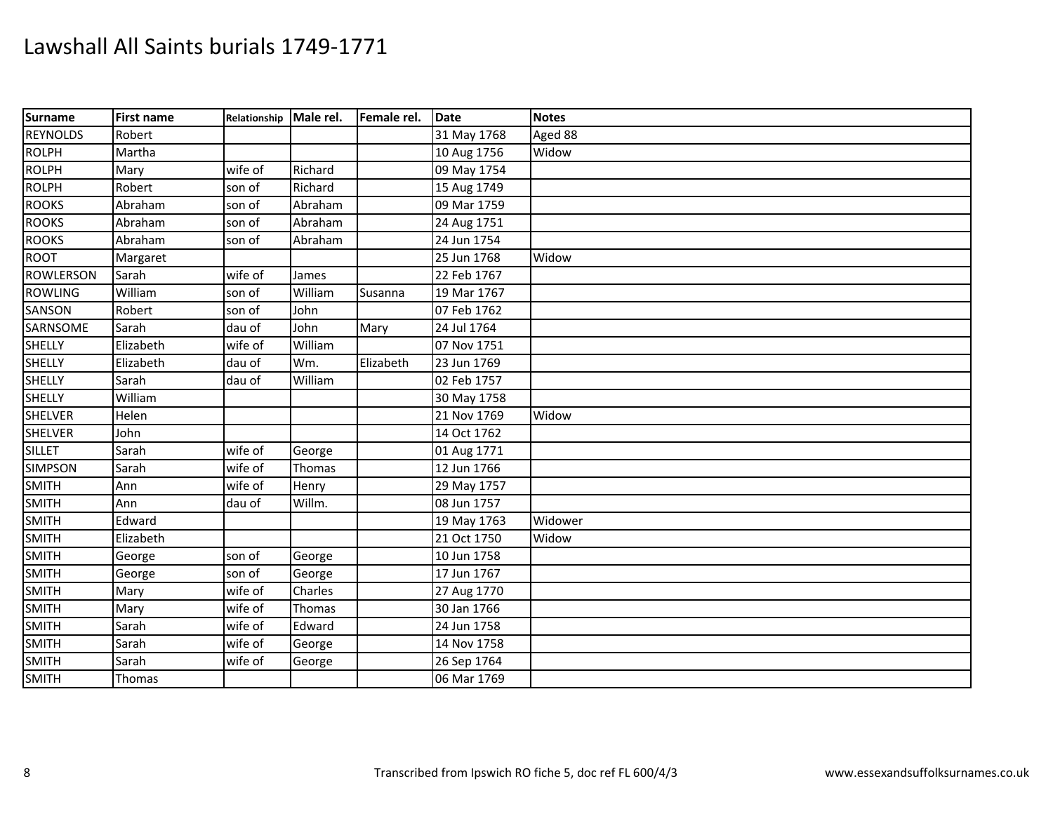# Lawshall All Saints burials 1749-1771

| Surname | First name | Relationship | Male rel. | Female rel. | Date | Notes |
|---|---|---|---|---|---|---|
| REYNOLDS | Robert | | | | 31 May 1768 | Aged 88 |
| ROLPH | Martha | | | | 10 Aug 1756 | Widow |
| ROLPH | Mary | wife of | Richard | | 09 May 1754 | |
| ROLPH | Robert | son of | Richard | | 15 Aug 1749 | |
| ROOKS | Abraham | son of | Abraham | | 09 Mar 1759 | |
| ROOKS | Abraham | son of | Abraham | | 24 Aug 1751 | |
| ROOKS | Abraham | son of | Abraham | | 24 Jun 1754 | |
| ROOT | Margaret | | | | 25 Jun 1768 | Widow |
| ROWLERSON | Sarah | wife of | James | | 22 Feb 1767 | |
| ROWLING | William | son of | William | Susanna | 19 Mar 1767 | |
| SANSON | Robert | son of | John | | 07 Feb 1762 | |
| SARNSOME | Sarah | dau of | John | Mary | 24 Jul 1764 | |
| SHELLY | Elizabeth | wife of | William | | 07 Nov 1751 | |
| SHELLY | Elizabeth | dau of | Wm. | Elizabeth | 23 Jun 1769 | |
| SHELLY | Sarah | dau of | William | | 02 Feb 1757 | |
| SHELLY | William | | | | 30 May 1758 | |
| SHELVER | Helen | | | | 21 Nov 1769 | Widow |
| SHELVER | John | | | | 14 Oct 1762 | |
| SILLET | Sarah | wife of | George | | 01 Aug 1771 | |
| SIMPSON | Sarah | wife of | Thomas | | 12 Jun 1766 | |
| SMITH | Ann | wife of | Henry | | 29 May 1757 | |
| SMITH | Ann | dau of | Willm. | | 08 Jun 1757 | |
| SMITH | Edward | | | | 19 May 1763 | Widower |
| SMITH | Elizabeth | | | | 21 Oct 1750 | Widow |
| SMITH | George | son of | George | | 10 Jun 1758 | |
| SMITH | George | son of | George | | 17 Jun 1767 | |
| SMITH | Mary | wife of | Charles | | 27 Aug 1770 | |
| SMITH | Mary | wife of | Thomas | | 30 Jan 1766 | |
| SMITH | Sarah | wife of | Edward | | 24 Jun 1758 | |
| SMITH | Sarah | wife of | George | | 14 Nov 1758 | |
| SMITH | Sarah | wife of | George | | 26 Sep 1764 | |
| SMITH | Thomas | | | | 06 Mar 1769 | |

Transcribed from Ipswich RO fiche 5, doc ref FL 600/4/3

www.essexandsuffolksurnames.co.uk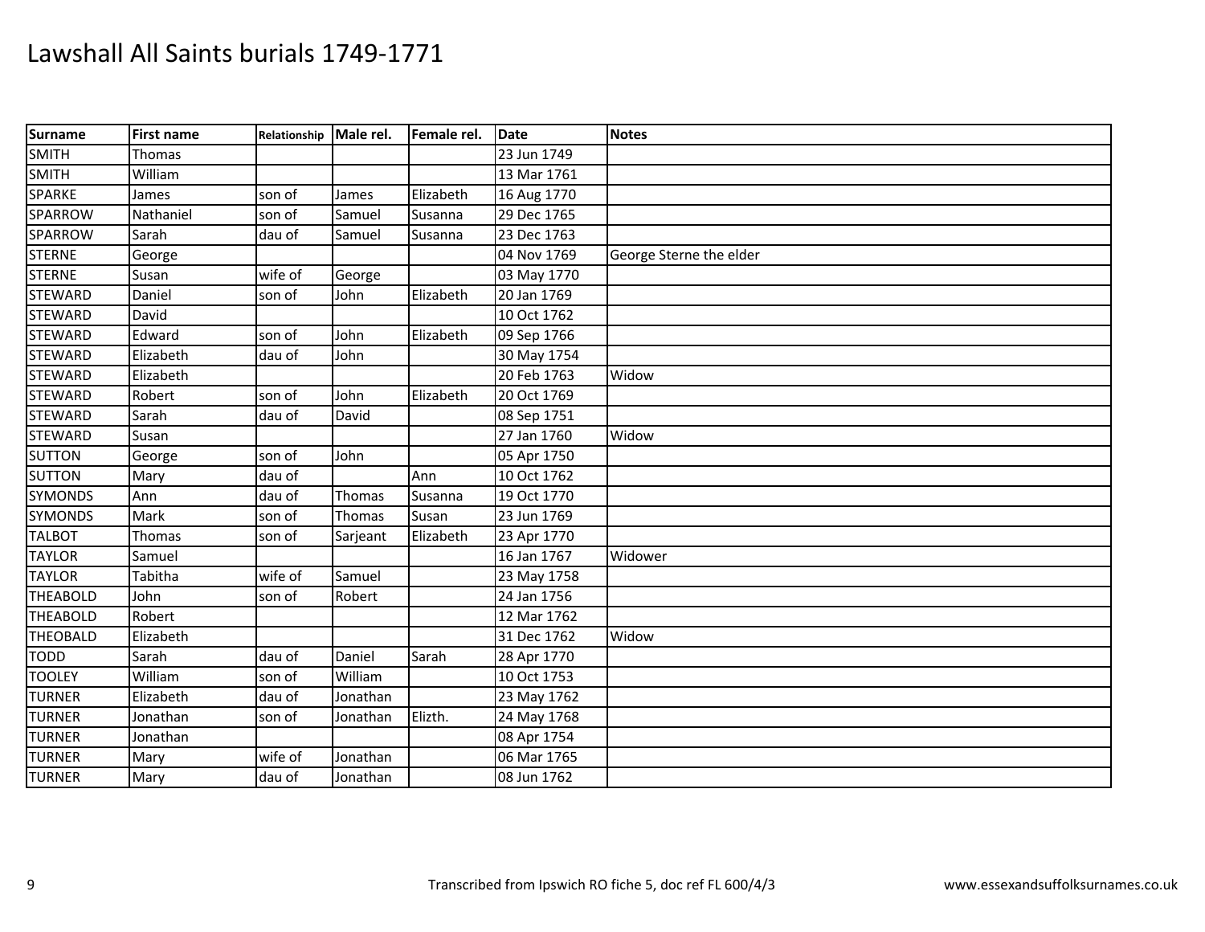# Lawshall All Saints burials 1749-1771

| Surname | First name | Relationship | Male rel. | Female rel. | Date | Notes |
|---|---|---|---|---|---|---|
| SMITH | Thomas | | | | 23 Jun 1749 | |
| SMITH | William | | | | 13 Mar 1761 | |
| SPARKE | James | son of | James | Elizabeth | 16 Aug 1770 | |
| SPARROW | Nathaniel | son of | Samuel | Susanna | 29 Dec 1765 | |
| SPARROW | Sarah | dau of | Samuel | Susanna | 23 Dec 1763 | |
| STERNE | George | | | | 04 Nov 1769 | George Sterne the elder |
| STERNE | Susan | wife of | George | | 03 May 1770 | |
| STEWARD | Daniel | son of | John | Elizabeth | 20 Jan 1769 | |
| STEWARD | David | | | | 10 Oct 1762 | |
| STEWARD | Edward | son of | John | Elizabeth | 09 Sep 1766 | |
| STEWARD | Elizabeth | dau of | John | | 30 May 1754 | |
| STEWARD | Elizabeth | | | | 20 Feb 1763 | Widow |
| STEWARD | Robert | son of | John | Elizabeth | 20 Oct 1769 | |
| STEWARD | Sarah | dau of | David | | 08 Sep 1751 | |
| STEWARD | Susan | | | | 27 Jan 1760 | Widow |
| SUTTON | George | son of | John | | 05 Apr 1750 | |
| SUTTON | Mary | dau of | | Ann | 10 Oct 1762 | |
| SYMONDS | Ann | dau of | Thomas | Susanna | 19 Oct 1770 | |
| SYMONDS | Mark | son of | Thomas | Susan | 23 Jun 1769 | |
| TALBOT | Thomas | son of | Sarjeant | Elizabeth | 23 Apr 1770 | |
| TAYLOR | Samuel | | | | 16 Jan 1767 | Widower |
| TAYLOR | Tabitha | wife of | Samuel | | 23 May 1758 | |
| THEABOLD | John | son of | Robert | | 24 Jan 1756 | |
| THEABOLD | Robert | | | | 12 Mar 1762 | |
| THEOBALD | Elizabeth | | | | 31 Dec 1762 | Widow |
| TODD | Sarah | dau of | Daniel | Sarah | 28 Apr 1770 | |
| TOOLEY | William | son of | William | | 10 Oct 1753 | |
| TURNER | Elizabeth | dau of | Jonathan | | 23 May 1762 | |
| TURNER | Jonathan | son of | Jonathan | Elizth. | 24 May 1768 | |
| TURNER | Jonathan | | | | 08 Apr 1754 | |
| TURNER | Mary | wife of | Jonathan | | 06 Mar 1765 | |
| TURNER | Mary | dau of | Jonathan | | 08 Jun 1762 | |

Transcribed from Ipswich RO fiche 5, doc ref FL 600/4/3 www.essexandsuffolksurnames.co.uk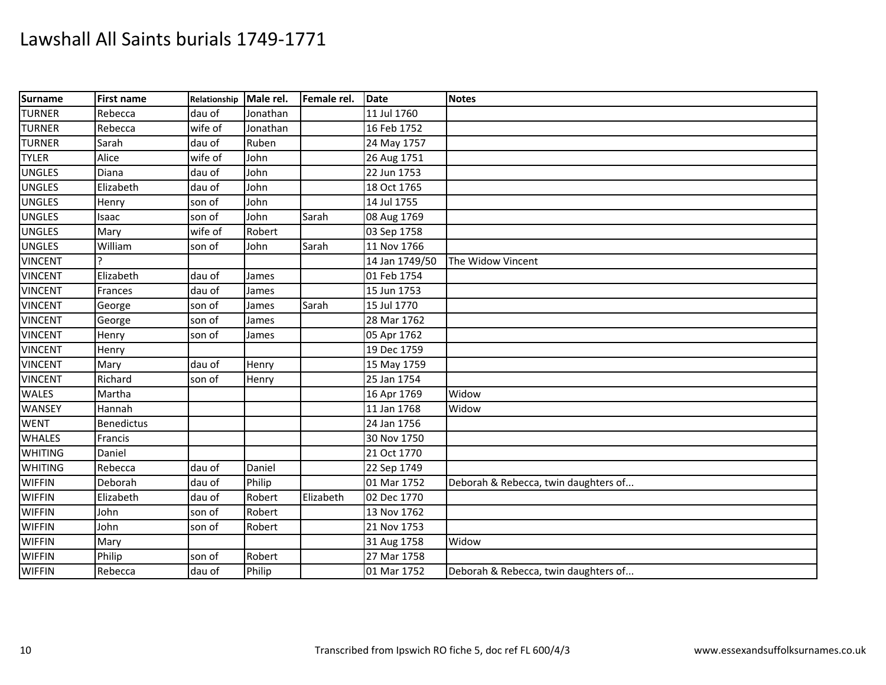# Lawshall All Saints burials 1749-1771

| Surname | First name | Relationship | Male rel. | Female rel. | Date | Notes |
|---|---|---|---|---|---|---|
| TURNER | Rebecca | dau of | Jonathan | | 11 Jul 1760 | |
| TURNER | Rebecca | wife of | Jonathan | | 16 Feb 1752 | |
| TURNER | Sarah | dau of | Ruben | | 24 May 1757 | |
| TYLER | Alice | wife of | John | | 26 Aug 1751 | |
| UNGLES | Diana | dau of | John | | 22 Jun 1753 | |
| UNGLES | Elizabeth | dau of | John | | 18 Oct 1765 | |
| UNGLES | Henry | son of | John | | 14 Jul 1755 | |
| UNGLES | Isaac | son of | John | Sarah | 08 Aug 1769 | |
| UNGLES | Mary | wife of | Robert | | 03 Sep 1758 | |
| UNGLES | William | son of | John | Sarah | 11 Nov 1766 | |
| VINCENT | ? | | | | 14 Jan 1749/50 | The Widow Vincent |
| VINCENT | Elizabeth | dau of | James | | 01 Feb 1754 | |
| VINCENT | Frances | dau of | James | | 15 Jun 1753 | |
| VINCENT | George | son of | James | Sarah | 15 Jul 1770 | |
| VINCENT | George | son of | James | | 28 Mar 1762 | |
| VINCENT | Henry | son of | James | | 05 Apr 1762 | |
| VINCENT | Henry | | | | 19 Dec 1759 | |
| VINCENT | Mary | dau of | Henry | | 15 May 1759 | |
| VINCENT | Richard | son of | Henry | | 25 Jan 1754 | |
| WALES | Martha | | | | 16 Apr 1769 | Widow |
| WANSEY | Hannah | | | | 11 Jan 1768 | Widow |
| WENT | Benedictus | | | | 24 Jan 1756 | |
| WHALES | Francis | | | | 30 Nov 1750 | |
| WHITING | Daniel | | | | 21 Oct 1770 | |
| WHITING | Rebecca | dau of | Daniel | | 22 Sep 1749 | |
| WIFFIN | Deborah | dau of | Philip | | 01 Mar 1752 | Deborah & Rebecca, twin daughters of... |
| WIFFIN | Elizabeth | dau of | Robert | Elizabeth | 02 Dec 1770 | |
| WIFFIN | John | son of | Robert | | 13 Nov 1762 | |
| WIFFIN | John | son of | Robert | | 21 Nov 1753 | |
| WIFFIN | Mary | | | | 31 Aug 1758 | Widow |
| WIFFIN | Philip | son of | Robert | | 27 Mar 1758 | |
| WIFFIN | Rebecca | dau of | Philip | | 01 Mar 1752 | Deborah & Rebecca, twin daughters of... |

Transcribed from Ipswich RO fiche 5, doc ref FL 600/4/3

www.essexandsuffolksurnames.co.uk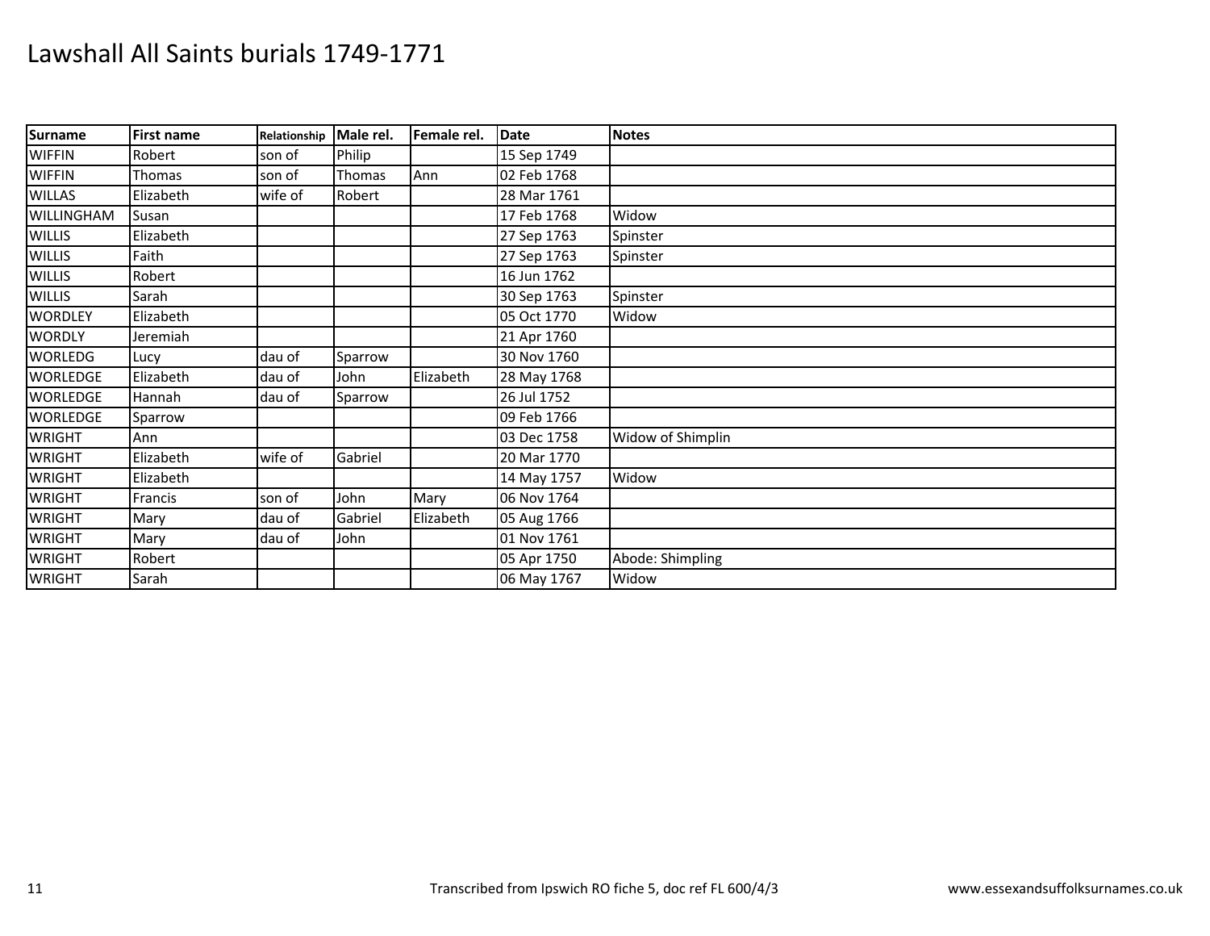# Lawshall All Saints burials 1749-1771

| Surname | First name | Relationship | Male rel. | Female rel. | Date | Notes |
|---|---|---|---|---|---|---|
| WIFFIN | Robert | son of | Philip | | 15 Sep 1749 | |
| WIFFIN | Thomas | son of | Thomas | Ann | 02 Feb 1768 | |
| WILLAS | Elizabeth | wife of | Robert | | 28 Mar 1761 | |
| WILLINGHAM | Susan | | | | 17 Feb 1768 | Widow |
| WILLIS | Elizabeth | | | | 27 Sep 1763 | Spinster |
| WILLIS | Faith | | | | 27 Sep 1763 | Spinster |
| WILLIS | Robert | | | | 16 Jun 1762 | |
| WILLIS | Sarah | | | | 30 Sep 1763 | Spinster |
| WORDLEY | Elizabeth | | | | 05 Oct 1770 | Widow |
| WORDLY | Jeremiah | | | | 21 Apr 1760 | |
| WORLEDG | Lucy | dau of | Sparrow | | 30 Nov 1760 | |
| WORLEDGE | Elizabeth | dau of | John | Elizabeth | 28 May 1768 | |
| WORLEDGE | Hannah | dau of | Sparrow | | 26 Jul 1752 | |
| WORLEDGE | Sparrow | | | | 09 Feb 1766 | |
| WRIGHT | Ann | | | | 03 Dec 1758 | Widow of Shimplin |
| WRIGHT | Elizabeth | wife of | Gabriel | | 20 Mar 1770 | |
| WRIGHT | Elizabeth | | | | 14 May 1757 | Widow |
| WRIGHT | Francis | son of | John | Mary | 06 Nov 1764 | |
| WRIGHT | Mary | dau of | Gabriel | Elizabeth | 05 Aug 1766 | |
| WRIGHT | Mary | dau of | John | | 01 Nov 1761 | |
| WRIGHT | Robert | | | | 05 Apr 1750 | Abode: Shimpling |
| WRIGHT | Sarah | | | | 06 May 1767 | Widow |

Transcribed from Ipswich RO fiche 5, doc ref FL 600/4/3

www.essexandsuffolksurnames.co.uk